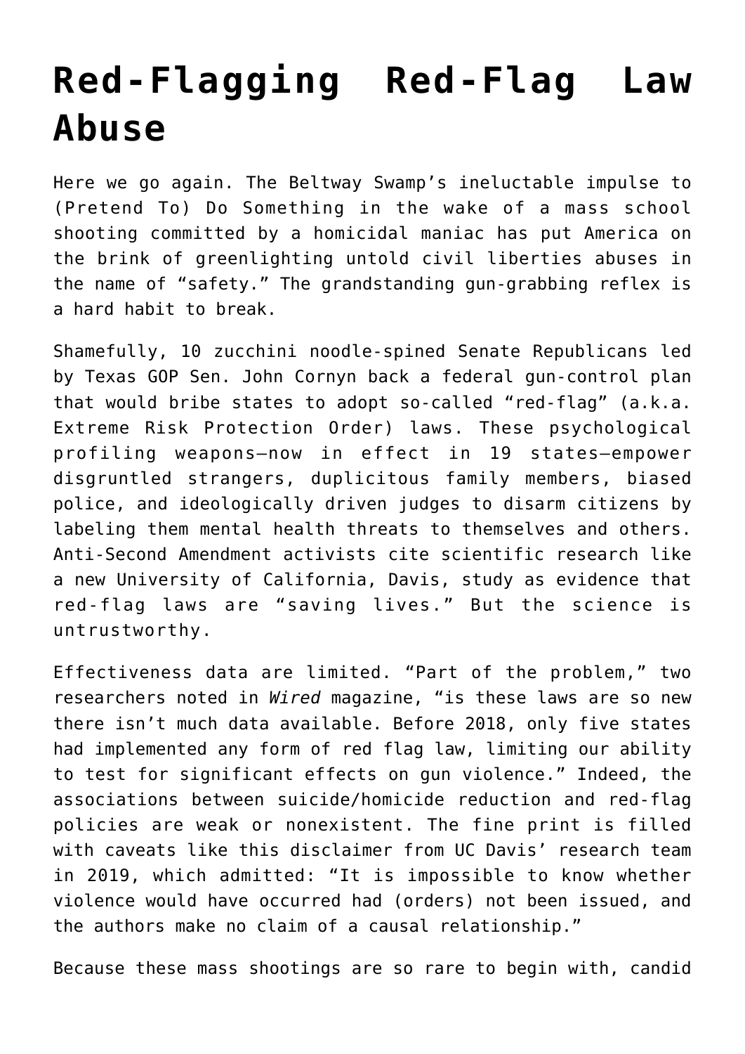# Red-Flagging Red-Flag Law Abuse

Here we go again. The Beltway Swamp's ineluctable impulse to (Pretend To) Do Something in the wake of a mass school shooting committed by a homicidal maniac has put America on the brink of greenlighting untold civil liberties abuses in the name of "safety." The grandstanding gun-grabbing reflex is a hard habit to break.

Shamefully, 10 zucchini noodle-spined Senate Republicans led by Texas GOP Sen. John Cornyn back a federal gun-control plan that would bribe states to adopt so-called "red-flag" (a.k.a. Extreme Risk Protection Order) laws. These psychological profiling weapons—now in effect in 19 states—empower disgruntled strangers, duplicitous family members, biased police, and ideologically driven judges to disarm citizens by labeling them mental health threats to themselves and others. Anti-Second Amendment activists cite scientific research like a new University of California, Davis, study as evidence that red-flag laws are "saving lives." But the science is untrustworthy.

Effectiveness data are limited. "Part of the problem," two researchers noted in *Wired* magazine, "is these laws are so new there isn't much data available. Before 2018, only five states had implemented any form of red flag law, limiting our ability to test for significant effects on gun violence." Indeed, the associations between suicide/homicide reduction and red-flag policies are weak or nonexistent. The fine print is filled with caveats like this disclaimer from UC Davis' research team in 2019, which admitted: "It is impossible to know whether violence would have occurred had (orders) not been issued, and the authors make no claim of a causal relationship."

Because these mass shootings are so rare to begin with, candid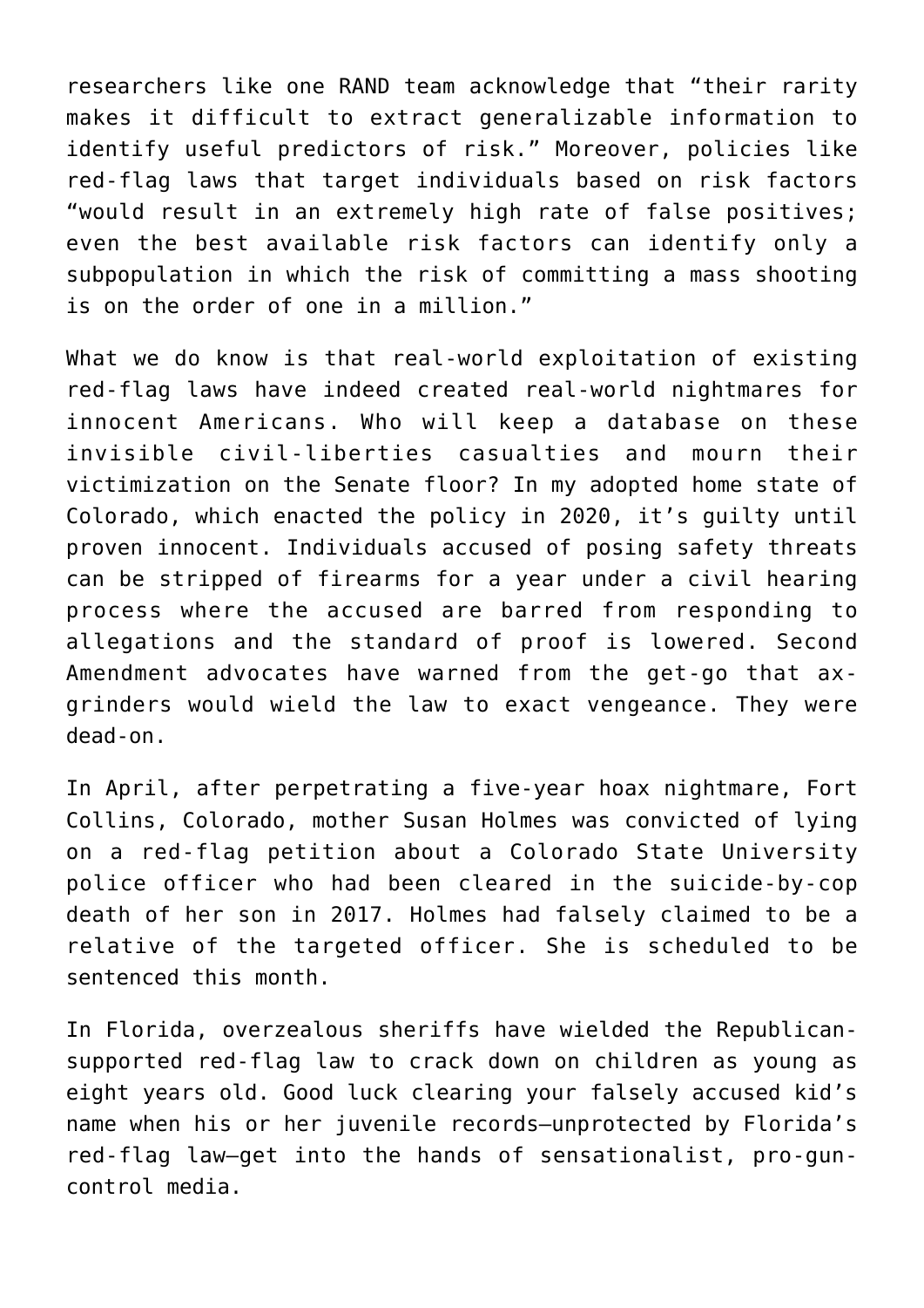researchers like one RAND team acknowledge that “their rarity makes it difficult to extract generalizable information to identify useful predictors of risk.” Moreover, policies like red-flag laws that target individuals based on risk factors “would result in an extremely high rate of false positives; even the best available risk factors can identify only a subpopulation in which the risk of committing a mass shooting is on the order of one in a million.”

What we do know is that real-world exploitation of existing red-flag laws have indeed created real-world nightmares for innocent Americans. Who will keep a database on these invisible civil-liberties casualties and mourn their victimization on the Senate floor? In my adopted home state of Colorado, which enacted the policy in 2020, it’s guilty until proven innocent. Individuals accused of posing safety threats can be stripped of firearms for a year under a civil hearing process where the accused are barred from responding to allegations and the standard of proof is lowered. Second Amendment advocates have warned from the get-go that ax-grinders would wield the law to exact vengeance. They were dead-on.

In April, after perpetrating a five-year hoax nightmare, Fort Collins, Colorado, mother Susan Holmes was convicted of lying on a red-flag petition about a Colorado State University police officer who had been cleared in the suicide-by-cop death of her son in 2017. Holmes had falsely claimed to be a relative of the targeted officer. She is scheduled to be sentenced this month.

In Florida, overzealous sheriffs have wielded the Republican-supported red-flag law to crack down on children as young as eight years old. Good luck clearing your falsely accused kid’s name when his or her juvenile records—unprotected by Florida’s red-flag law—get into the hands of sensationalist, pro-gun-control media.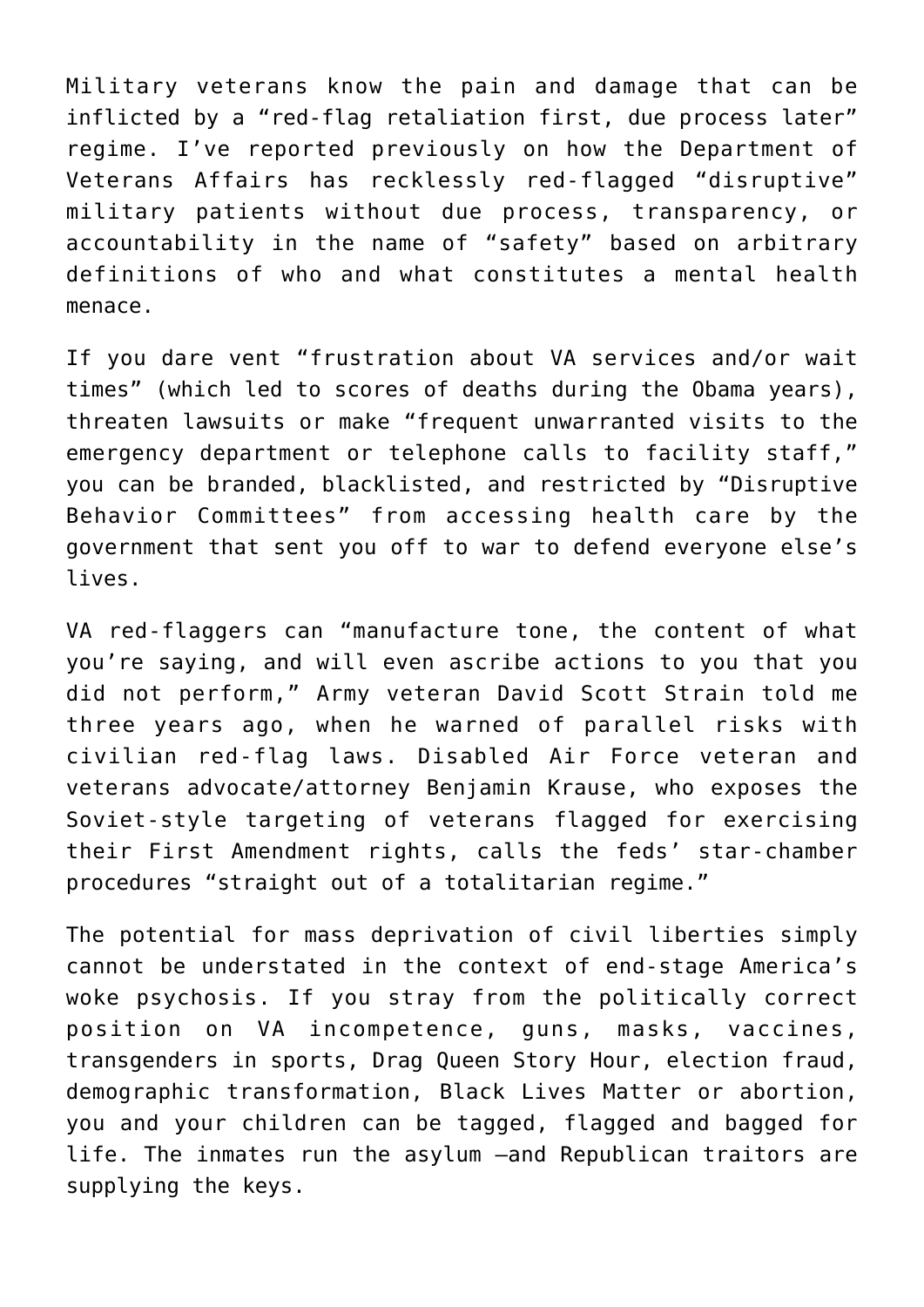Military veterans know the pain and damage that can be inflicted by a "red-flag retaliation first, due process later" regime. I've reported previously on how the Department of Veterans Affairs has recklessly red-flagged "disruptive" military patients without due process, transparency, or accountability in the name of "safety" based on arbitrary definitions of who and what constitutes a mental health menace.

If you dare vent "frustration about VA services and/or wait times" (which led to scores of deaths during the Obama years), threaten lawsuits or make "frequent unwarranted visits to the emergency department or telephone calls to facility staff," you can be branded, blacklisted, and restricted by "Disruptive Behavior Committees" from accessing health care by the government that sent you off to war to defend everyone else's lives.

VA red-flaggers can "manufacture tone, the content of what you're saying, and will even ascribe actions to you that you did not perform," Army veteran David Scott Strain told me three years ago, when he warned of parallel risks with civilian red-flag laws. Disabled Air Force veteran and veterans advocate/attorney Benjamin Krause, who exposes the Soviet-style targeting of veterans flagged for exercising their First Amendment rights, calls the feds' star-chamber procedures "straight out of a totalitarian regime."

The potential for mass deprivation of civil liberties simply cannot be understated in the context of end-stage America's woke psychosis. If you stray from the politically correct position on VA incompetence, guns, masks, vaccines, transgenders in sports, Drag Queen Story Hour, election fraud, demographic transformation, Black Lives Matter or abortion, you and your children can be tagged, flagged and bagged for life. The inmates run the asylum —and Republican traitors are supplying the keys.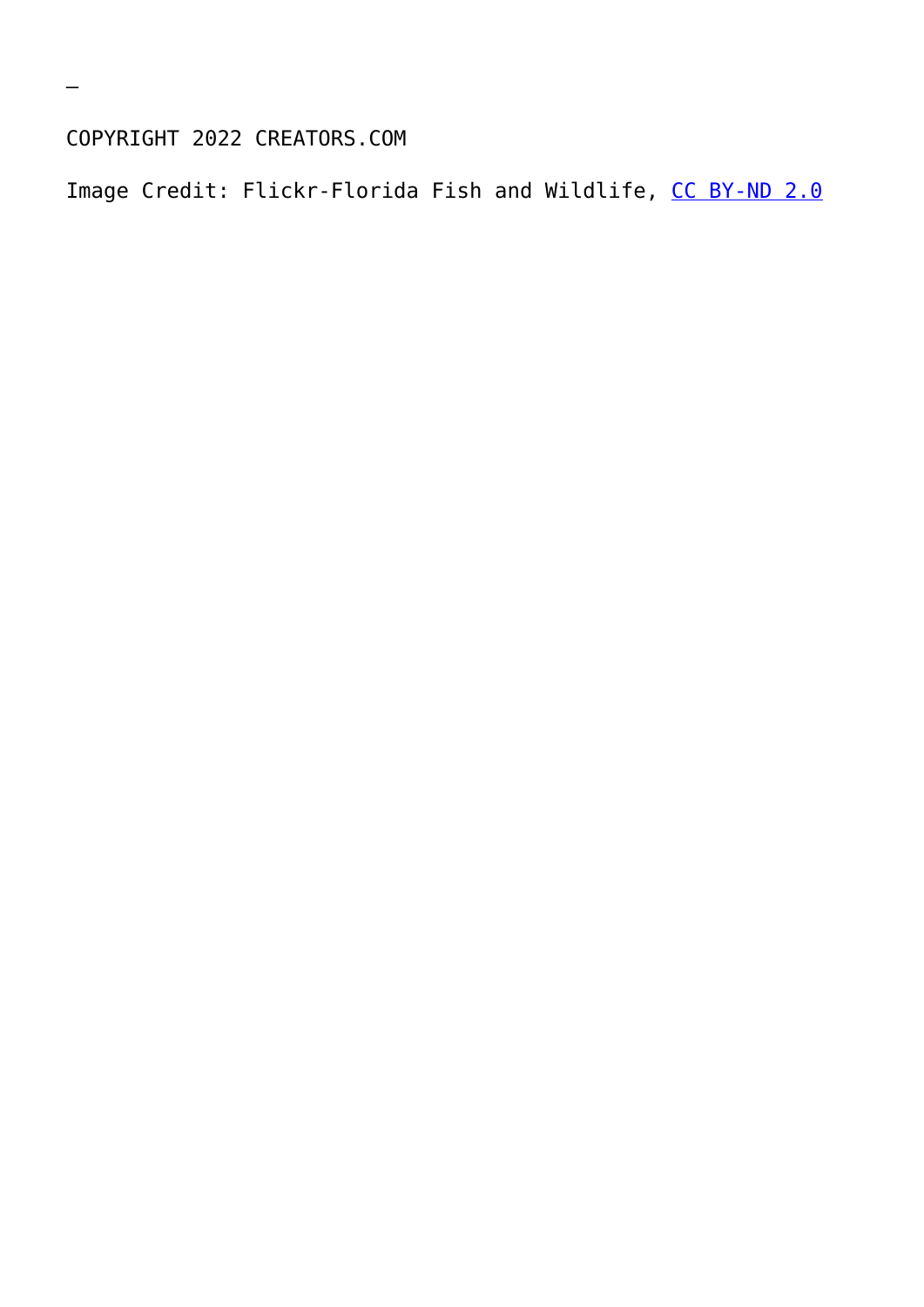_

COPYRIGHT 2022 CREATORS.COM

Image Credit: Flickr-Florida Fish and Wildlife, CC BY-ND 2.0